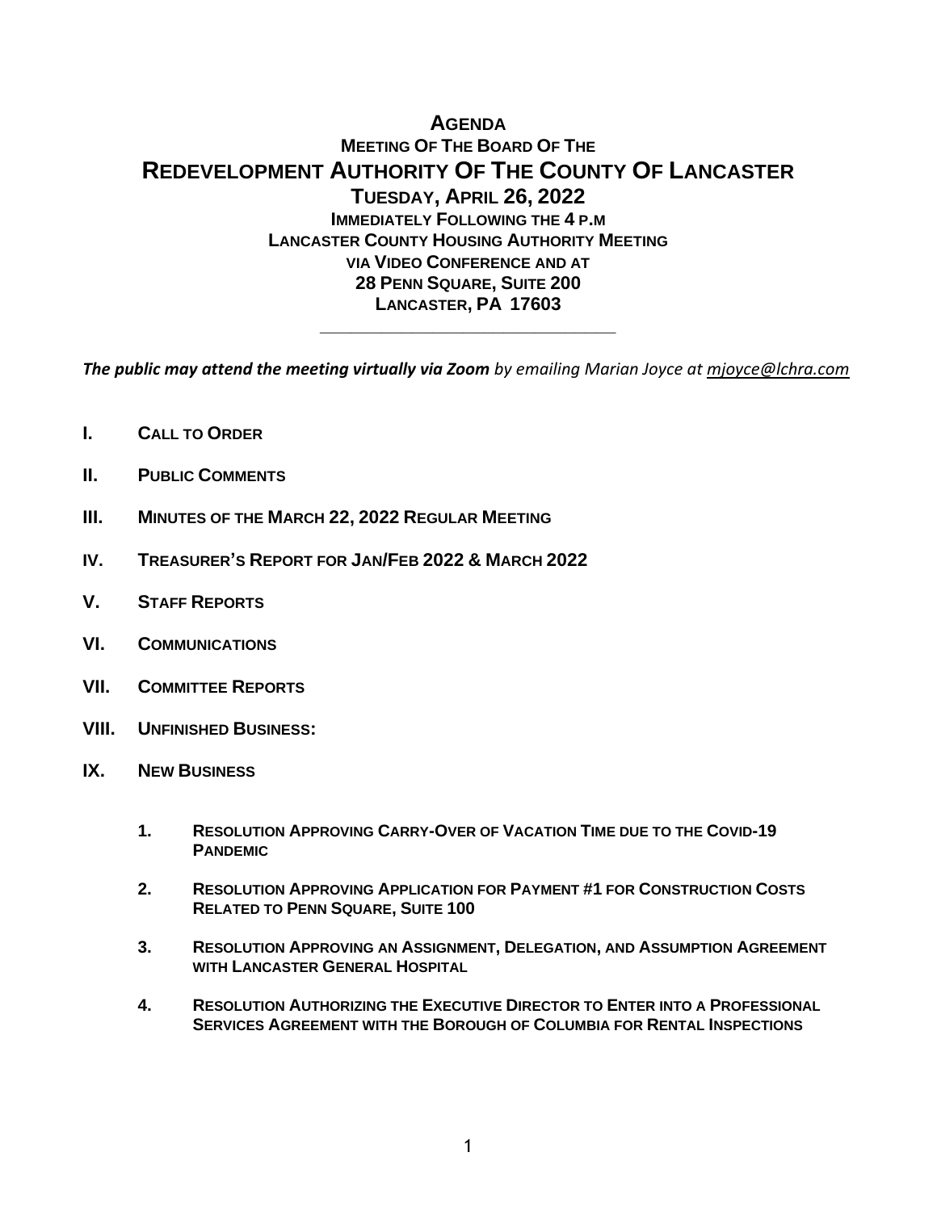# AGENDA

## MEETING OF THE BOARD OF THE

# REDEVELOPMENT AUTHORITY OF THE COUNTY OF LANCASTER

## TUESDAY, APRIL 26, 2022

**IMMEDIATELY FOLLOWING THE 4 P.M**
**LANCASTER COUNTY HOUSING AUTHORITY MEETING**
**VIA VIDEO CONFERENCE AND AT**
**28 PENN SQUARE, SUITE 200**
**LANCASTER, PA 17603**

---

***The public may attend the meeting virtually via Zoom*** *by emailing Marian Joyce at mjoyce@lchra.com*

**I. CALL TO ORDER**

**II. PUBLIC COMMENTS**

**III. MINUTES OF THE MARCH 22, 2022 REGULAR MEETING**

**IV. TREASURER'S REPORT FOR JAN/FEB 2022 & MARCH 2022**

**V. STAFF REPORTS**

**VI. COMMUNICATIONS**

**VII. COMMITTEE REPORTS**

**VIII. UNFINISHED BUSINESS:**

**IX. NEW BUSINESS**

1. **RESOLUTION APPROVING CARRY-OVER OF VACATION TIME DUE TO THE COVID-19 PANDEMIC**

2. **RESOLUTION APPROVING APPLICATION FOR PAYMENT #1 FOR CONSTRUCTION COSTS RELATED TO PENN SQUARE, SUITE 100**

3. **RESOLUTION APPROVING AN ASSIGNMENT, DELEGATION, AND ASSUMPTION AGREEMENT WITH LANCASTER GENERAL HOSPITAL**

4. **RESOLUTION AUTHORIZING THE EXECUTIVE DIRECTOR TO ENTER INTO A PROFESSIONAL SERVICES AGREEMENT WITH THE BOROUGH OF COLUMBIA FOR RENTAL INSPECTIONS**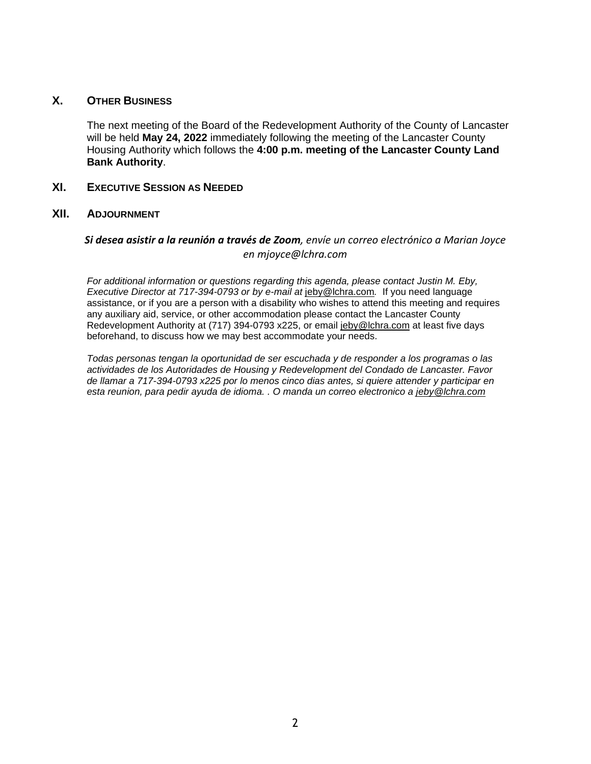## X. OTHER BUSINESS

The next meeting of the Board of the Redevelopment Authority of the County of Lancaster will be held **May 24, 2022** immediately following the meeting of the Lancaster County Housing Authority which follows the **4:00 p.m. meeting of the Lancaster County Land Bank Authority**.

## XI. EXECUTIVE SESSION AS NEEDED

## XII. ADJOURNMENT

***Si desea asistir a la reunión a través de Zoom****, envíe un correo electrónico a Marian Joyce en mjoyce@lchra.com*

*For additional information or questions regarding this agenda, please contact Justin M. Eby, Executive Director at 717-394-0793 or by e-mail at* jeby@lchra.com*.* If you need language assistance, or if you are a person with a disability who wishes to attend this meeting and requires any auxiliary aid, service, or other accommodation please contact the Lancaster County Redevelopment Authority at (717) 394-0793 x225, or email jeby@lchra.com at least five days beforehand, to discuss how we may best accommodate your needs.

*Todas personas tengan la oportunidad de ser escuchada y de responder a los programas o las actividades de los Autoridades de Housing y Redevelopment del Condado de Lancaster. Favor de llamar a 717-394-0793 x225 por lo menos cinco dias antes, si quiere attender y participar en esta reunion, para pedir ayuda de idioma. . O manda un correo electronico a jeby@lchra.com*